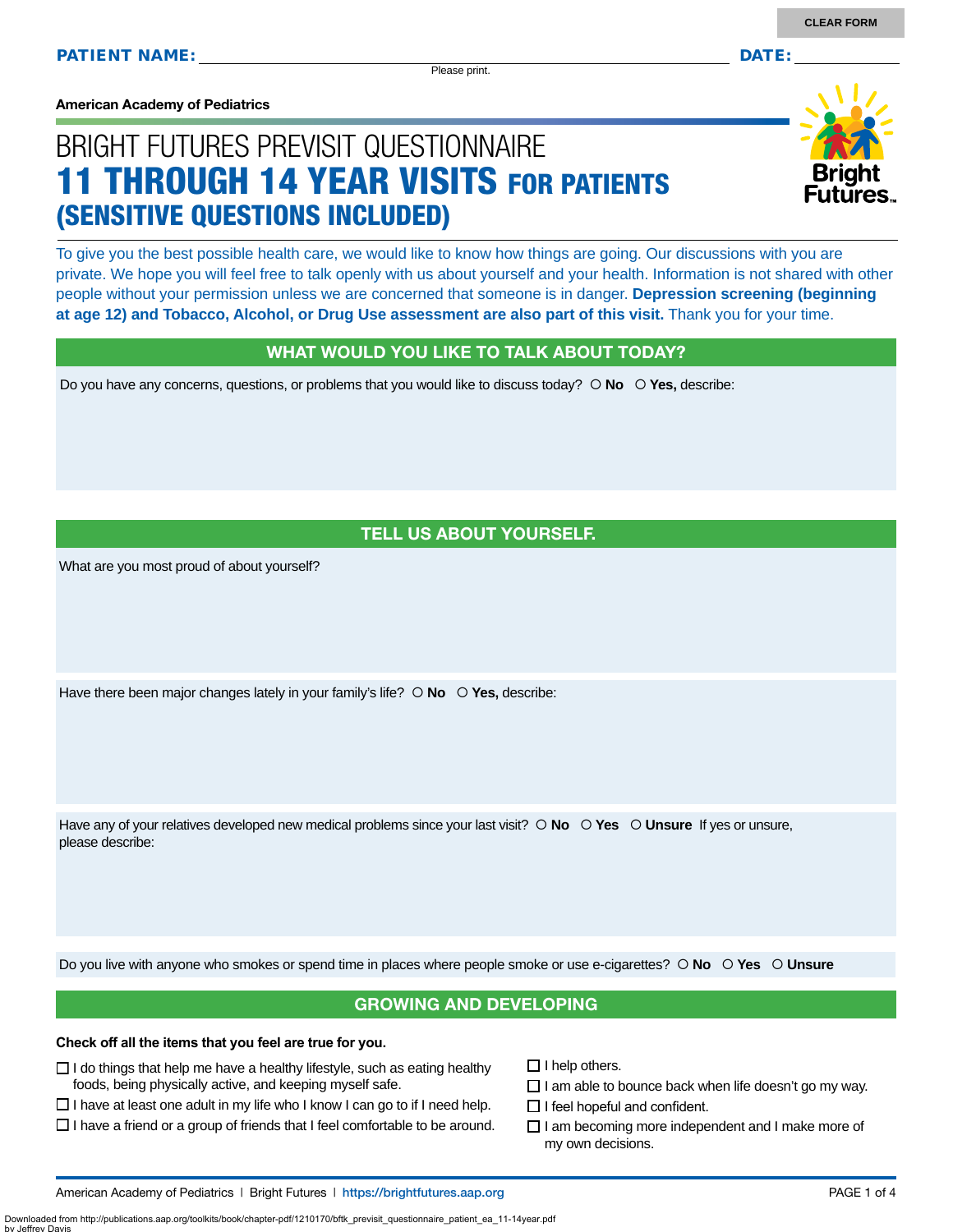CLEAR FORM

**PATIENT NAME:** ______________________ **DATE:** __________

Please print.

**American Academy of Pediatrics**

# BRIGHT FUTURES PREVISIT QUESTIONNAIRE
# 11 THROUGH 14 YEAR VISITS FOR PATIENTS (SENSITIVE QUESTIONS INCLUDED)

To give you the best possible health care, we would like to know how things are going. Our discussions with you are private. We hope you will feel free to talk openly with us about yourself and your health. Information is not shared with other people without your permission unless we are concerned that someone is in danger. **Depression screening (beginning at age 12) and Tobacco, Alcohol, or Drug Use assessment are also part of this visit.** Thank you for your time.

## WHAT WOULD YOU LIKE TO TALK ABOUT TODAY?

Do you have any concerns, questions, or problems that you would like to discuss today? ○ **No** ○ **Yes,** describe:

## TELL US ABOUT YOURSELF.

What are you most proud of about yourself?

Have there been major changes lately in your family's life? ○ **No** ○ **Yes,** describe:

Have any of your relatives developed new medical problems since your last visit? ○ **No** ○ **Yes** ○ **Unsure** If yes or unsure, please describe:

Do you live with anyone who smokes or spend time in places where people smoke or use e-cigarettes? ○ **No** ○ **Yes** ○ **Unsure**

## GROWING AND DEVELOPING

**Check off all the items that you feel are true for you.**

- ☐ I do things that help me have a healthy lifestyle, such as eating healthy foods, being physically active, and keeping myself safe.
- ☐ I have at least one adult in my life who I know I can go to if I need help.
- ☐ I have a friend or a group of friends that I feel comfortable to be around.
- ☐ I help others.
- ☐ I am able to bounce back when life doesn't go my way.
- ☐ I feel hopeful and confident.
- ☐ I am becoming more independent and I make more of my own decisions.

American Academy of Pediatrics | Bright Futures | https://brightfutures.aap.org

Downloaded from http://publications.aap.org/toolkits/book/chapter-pdf/1210170/bftk_previsit_questionnaire_patient_ea_11-14year.pdf by Jeffrey Davis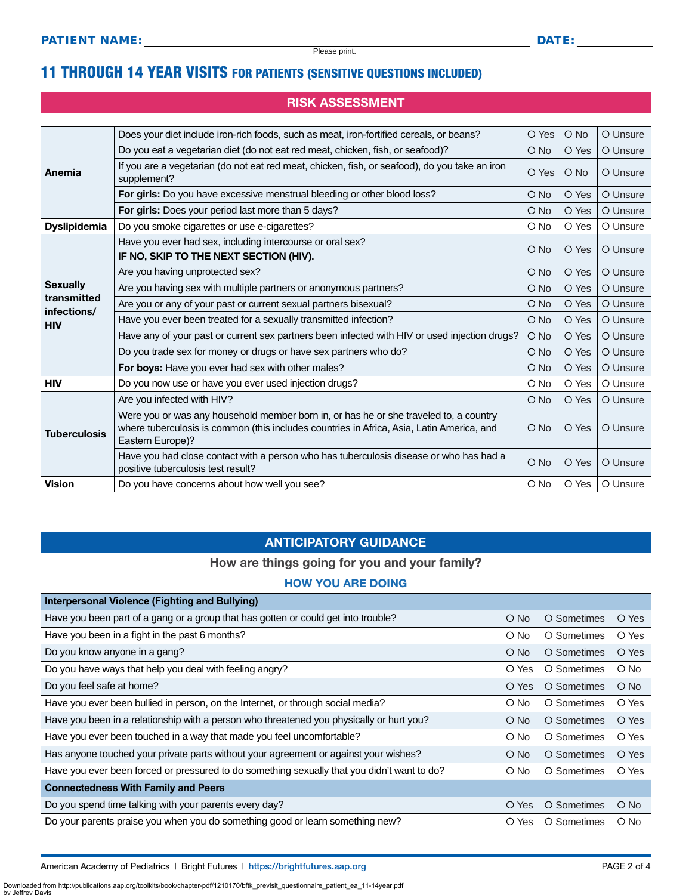**PATIENT NAME:** ______________________________ **DATE:** __________

Please print.

# 11 THROUGH 14 YEAR VISITS FOR PATIENTS (SENSITIVE QUESTIONS INCLUDED)

## RISK ASSESSMENT

| | | | | |
|---|---|---|---|---|
| **Anemia** | Does your diet include iron-rich foods, such as meat, iron-fortified cereals, or beans? | O Yes | O No | O Unsure |
| | Do you eat a vegetarian diet (do not eat red meat, chicken, fish, or seafood)? | O No | O Yes | O Unsure |
| | If you are a vegetarian (do not eat red meat, chicken, fish, or seafood), do you take an iron supplement? | O Yes | O No | O Unsure |
| | **For girls:** Do you have excessive menstrual bleeding or other blood loss? | O No | O Yes | O Unsure |
| | **For girls:** Does your period last more than 5 days? | O No | O Yes | O Unsure |
| **Dyslipidemia** | Do you smoke cigarettes or use e-cigarettes? | O No | O Yes | O Unsure |
| **Sexually transmitted infections/ HIV** | Have you ever had sex, including intercourse or oral sex? **IF NO, SKIP TO THE NEXT SECTION (HIV).** | O No | O Yes | O Unsure |
| | Are you having unprotected sex? | O No | O Yes | O Unsure |
| | Are you having sex with multiple partners or anonymous partners? | O No | O Yes | O Unsure |
| | Are you or any of your past or current sexual partners bisexual? | O No | O Yes | O Unsure |
| | Have you ever been treated for a sexually transmitted infection? | O No | O Yes | O Unsure |
| | Have any of your past or current sex partners been infected with HIV or used injection drugs? | O No | O Yes | O Unsure |
| | Do you trade sex for money or drugs or have sex partners who do? | O No | O Yes | O Unsure |
| | **For boys:** Have you ever had sex with other males? | O No | O Yes | O Unsure |
| **HIV** | Do you now use or have you ever used injection drugs? | O No | O Yes | O Unsure |
| **Tuberculosis** | Are you infected with HIV? | O No | O Yes | O Unsure |
| | Were you or was any household member born in, or has he or she traveled to, a country where tuberculosis is common (this includes countries in Africa, Asia, Latin America, and Eastern Europe)? | O No | O Yes | O Unsure |
| | Have you had close contact with a person who has tuberculosis disease or who has had a positive tuberculosis test result? | O No | O Yes | O Unsure |
| **Vision** | Do you have concerns about how well you see? | O No | O Yes | O Unsure |

## ANTICIPATORY GUIDANCE

### How are things going for you and your family?

### HOW YOU ARE DOING

| **Interpersonal Violence (Fighting and Bullying)** | | | |
|---|---|---|---|
| Have you been part of a gang or a group that has gotten or could get into trouble? | O No | O Sometimes | O Yes |
| Have you been in a fight in the past 6 months? | O No | O Sometimes | O Yes |
| Do you know anyone in a gang? | O No | O Sometimes | O Yes |
| Do you have ways that help you deal with feeling angry? | O Yes | O Sometimes | O No |
| Do you feel safe at home? | O Yes | O Sometimes | O No |
| Have you ever been bullied in person, on the Internet, or through social media? | O No | O Sometimes | O Yes |
| Have you been in a relationship with a person who threatened you physically or hurt you? | O No | O Sometimes | O Yes |
| Have you ever been touched in a way that made you feel uncomfortable? | O No | O Sometimes | O Yes |
| Has anyone touched your private parts without your agreement or against your wishes? | O No | O Sometimes | O Yes |
| Have you ever been forced or pressured to do something sexually that you didn't want to do? | O No | O Sometimes | O Yes |
| **Connectedness With Family and Peers** | | | |
| Do you spend time talking with your parents every day? | O Yes | O Sometimes | O No |
| Do your parents praise you when you do something good or learn something new? | O Yes | O Sometimes | O No |

American Academy of Pediatrics | Bright Futures | https://brightfutures.aap.org

Downloaded from http://publications.aap.org/toolkits/book/chapter-pdf/1210170/bftk_previsit_questionnaire_patient_ea_11-14year.pdf by Jeffrey Davis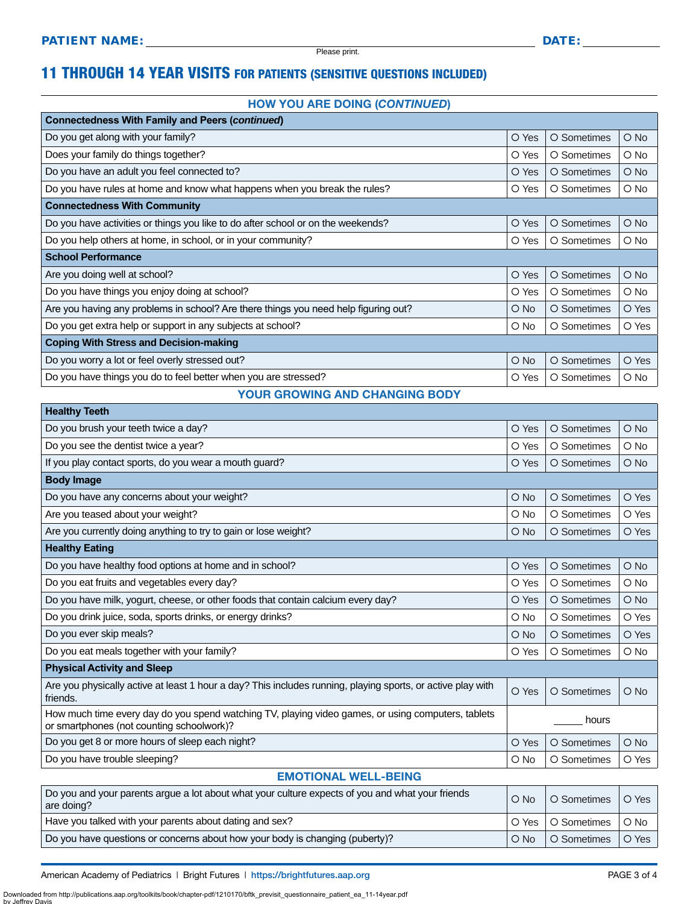**PATIENT NAME:** ______________________________ **DATE:** __________

Please print.

# 11 THROUGH 14 YEAR VISITS FOR PATIENTS (SENSITIVE QUESTIONS INCLUDED)

## HOW YOU ARE DOING (*CONTINUED*)

| | | | |
|---|---|---|---|
| **Connectedness With Family and Peers (*continued*)** | | | |
| Do you get along with your family? | O Yes | O Sometimes | O No |
| Does your family do things together? | O Yes | O Sometimes | O No |
| Do you have an adult you feel connected to? | O Yes | O Sometimes | O No |
| Do you have rules at home and know what happens when you break the rules? | O Yes | O Sometimes | O No |
| **Connectedness With Community** | | | |
| Do you have activities or things you like to do after school or on the weekends? | O Yes | O Sometimes | O No |
| Do you help others at home, in school, or in your community? | O Yes | O Sometimes | O No |
| **School Performance** | | | |
| Are you doing well at school? | O Yes | O Sometimes | O No |
| Do you have things you enjoy doing at school? | O Yes | O Sometimes | O No |
| Are you having any problems in school? Are there things you need help figuring out? | O No | O Sometimes | O Yes |
| Do you get extra help or support in any subjects at school? | O No | O Sometimes | O Yes |
| **Coping With Stress and Decision-making** | | | |
| Do you worry a lot or feel overly stressed out? | O No | O Sometimes | O Yes |
| Do you have things you do to feel better when you are stressed? | O Yes | O Sometimes | O No |

## YOUR GROWING AND CHANGING BODY

| | | | |
|---|---|---|---|
| **Healthy Teeth** | | | |
| Do you brush your teeth twice a day? | O Yes | O Sometimes | O No |
| Do you see the dentist twice a year? | O Yes | O Sometimes | O No |
| If you play contact sports, do you wear a mouth guard? | O Yes | O Sometimes | O No |
| **Body Image** | | | |
| Do you have any concerns about your weight? | O No | O Sometimes | O Yes |
| Are you teased about your weight? | O No | O Sometimes | O Yes |
| Are you currently doing anything to try to gain or lose weight? | O No | O Sometimes | O Yes |
| **Healthy Eating** | | | |
| Do you have healthy food options at home and in school? | O Yes | O Sometimes | O No |
| Do you eat fruits and vegetables every day? | O Yes | O Sometimes | O No |
| Do you have milk, yogurt, cheese, or other foods that contain calcium every day? | O Yes | O Sometimes | O No |
| Do you drink juice, soda, sports drinks, or energy drinks? | O No | O Sometimes | O Yes |
| Do you ever skip meals? | O No | O Sometimes | O Yes |
| Do you eat meals together with your family? | O Yes | O Sometimes | O No |
| **Physical Activity and Sleep** | | | |
| Are you physically active at least 1 hour a day? This includes running, playing sports, or active play with friends. | O Yes | O Sometimes | O No |
| How much time every day do you spend watching TV, playing video games, or using computers, tablets or smartphones (not counting schoolwork)? | _____ hours | | |
| Do you get 8 or more hours of sleep each night? | O Yes | O Sometimes | O No |
| Do you have trouble sleeping? | O No | O Sometimes | O Yes |

## EMOTIONAL WELL-BEING

| | | | |
|---|---|---|---|
| Do you and your parents argue a lot about what your culture expects of you and what your friends are doing? | O No | O Sometimes | O Yes |
| Have you talked with your parents about dating and sex? | O Yes | O Sometimes | O No |
| Do you have questions or concerns about how your body is changing (puberty)? | O No | O Sometimes | O Yes |

American Academy of Pediatrics | Bright Futures | https://brightfutures.aap.org

Downloaded from http://publications.aap.org/toolkits/book/chapter-pdf/1210170/bftk_previsit_questionnaire_patient_ea_11-14year.pdf
by Jeffrey Davis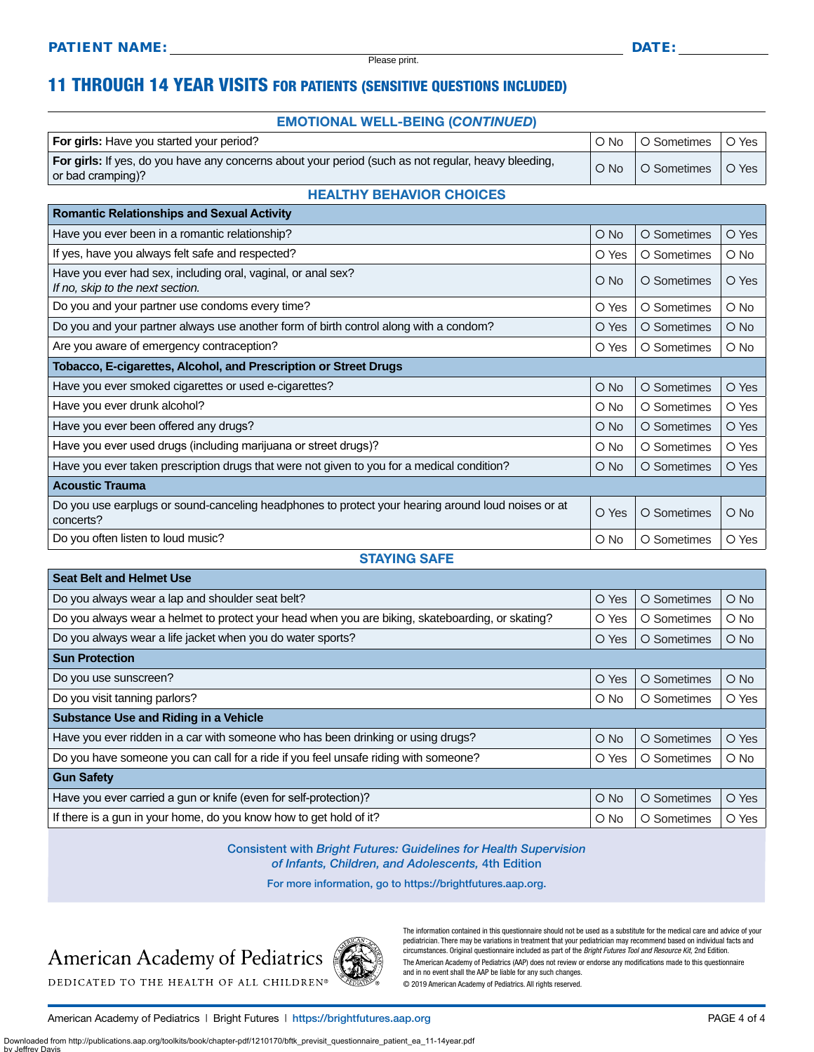**PATIENT NAME:** ______________________ **DATE:** __________

Please print.

# 11 THROUGH 14 YEAR VISITS FOR PATIENTS (SENSITIVE QUESTIONS INCLUDED)

## EMOTIONAL WELL-BEING (*CONTINUED*)

| | | | |
|---|---|---|---|
| **For girls:** Have you started your period? | ○ No | ○ Sometimes | ○ Yes |
| **For girls:** If yes, do you have any concerns about your period (such as not regular, heavy bleeding, or bad cramping)? | ○ No | ○ Sometimes | ○ Yes |

## HEALTHY BEHAVIOR CHOICES

| **Romantic Relationships and Sexual Activity** | | | |
|---|---|---|---|
| Have you ever been in a romantic relationship? | ○ No | ○ Sometimes | ○ Yes |
| If yes, have you always felt safe and respected? | ○ Yes | ○ Sometimes | ○ No |
| Have you ever had sex, including oral, vaginal, or anal sex? *If no, skip to the next section.* | ○ No | ○ Sometimes | ○ Yes |
| Do you and your partner use condoms every time? | ○ Yes | ○ Sometimes | ○ No |
| Do you and your partner always use another form of birth control along with a condom? | ○ Yes | ○ Sometimes | ○ No |
| Are you aware of emergency contraception? | ○ Yes | ○ Sometimes | ○ No |
| **Tobacco, E-cigarettes, Alcohol, and Prescription or Street Drugs** | | | |
| Have you ever smoked cigarettes or used e-cigarettes? | ○ No | ○ Sometimes | ○ Yes |
| Have you ever drunk alcohol? | ○ No | ○ Sometimes | ○ Yes |
| Have you ever been offered any drugs? | ○ No | ○ Sometimes | ○ Yes |
| Have you ever used drugs (including marijuana or street drugs)? | ○ No | ○ Sometimes | ○ Yes |
| Have you ever taken prescription drugs that were not given to you for a medical condition? | ○ No | ○ Sometimes | ○ Yes |
| **Acoustic Trauma** | | | |
| Do you use earplugs or sound-canceling headphones to protect your hearing around loud noises or at concerts? | ○ Yes | ○ Sometimes | ○ No |
| Do you often listen to loud music? | ○ No | ○ Sometimes | ○ Yes |

## STAYING SAFE

| **Seat Belt and Helmet Use** | | | |
|---|---|---|---|
| Do you always wear a lap and shoulder seat belt? | ○ Yes | ○ Sometimes | ○ No |
| Do you always wear a helmet to protect your head when you are biking, skateboarding, or skating? | ○ Yes | ○ Sometimes | ○ No |
| Do you always wear a life jacket when you do water sports? | ○ Yes | ○ Sometimes | ○ No |
| **Sun Protection** | | | |
| Do you use sunscreen? | ○ Yes | ○ Sometimes | ○ No |
| Do you visit tanning parlors? | ○ No | ○ Sometimes | ○ Yes |
| **Substance Use and Riding in a Vehicle** | | | |
| Have you ever ridden in a car with someone who has been drinking or using drugs? | ○ No | ○ Sometimes | ○ Yes |
| Do you have someone you can call for a ride if you feel unsafe riding with someone? | ○ Yes | ○ Sometimes | ○ No |
| **Gun Safety** | | | |
| Have you ever carried a gun or knife (even for self-protection)? | ○ No | ○ Sometimes | ○ Yes |
| If there is a gun in your home, do you know how to get hold of it? | ○ No | ○ Sometimes | ○ Yes |

Consistent with *Bright Futures: Guidelines for Health Supervision of Infants, Children, and Adolescents,* 4th Edition

For more information, go to https://brightfutures.aap.org.

American Academy of Pediatrics

DEDICATED TO THE HEALTH OF ALL CHILDREN®

The information contained in this questionnaire should not be used as a substitute for the medical care and advice of your pediatrician. There may be variations in treatment that your pediatrician may recommend based on individual facts and circumstances. Original questionnaire included as part of the *Bright Futures Tool and Resource Kit,* 2nd Edition.

The American Academy of Pediatrics (AAP) does not review or endorse any modifications made to this questionnaire and in no event shall the AAP be liable for any such changes.

© 2019 American Academy of Pediatrics. All rights reserved.